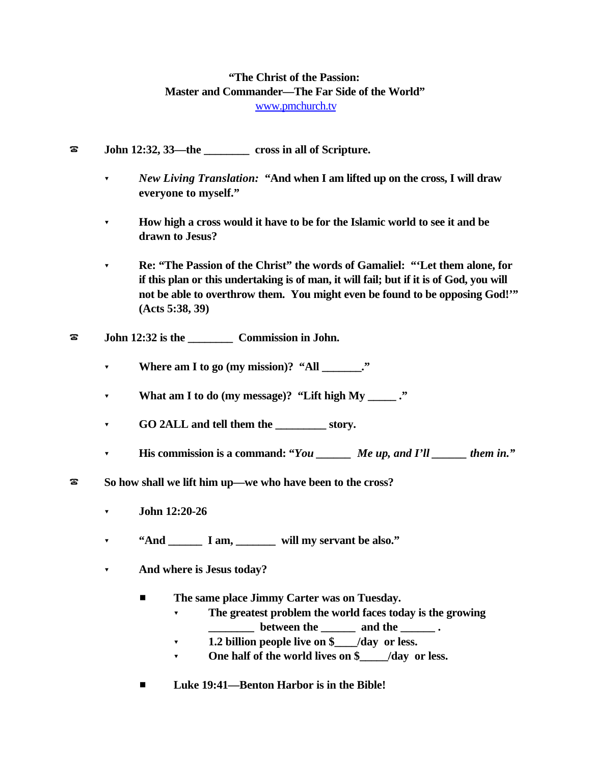**"The Christ of the Passion:**
**Master and Commander—The Far Side of the World"**
[www.pmchurch.tv](http://www.pmchurch.tv)

- **John 12:32, 33—the ________ cross in all of Scripture.**
  - ***New Living Translation:*** **"And when I am lifted up on the cross, I will draw everyone to myself."**
  - **How high a cross would it have to be for the Islamic world to see it and be drawn to Jesus?**
  - **Re: "The Passion of the Christ" the words of Gamaliel: "'Let them alone, for if this plan or this undertaking is of man, it will fail; but if it is of God, you will not be able to overthrow them. You might even be found to be opposing God!'" (Acts 5:38, 39)**

- **John 12:32 is the ________ Commission in John.**
  - **Where am I to go (my mission)? "All _______."**
  - **What am I to do (my message)? "Lift high My _____ ."**
  - **GO 2ALL and tell them the _________ story.**
  - **His commission is a command: *"You ______ Me up, and I'll ______ them in."***

- **So how shall we lift him up—we who have been to the cross?**
  - **John 12:20-26**
  - **"And ______ I am, _______ will my servant be also."**
  - **And where is Jesus today?**
    - **The same place Jimmy Carter was on Tuesday.**
      - **The greatest problem the world faces today is the growing ________ between the ______ and the ______ .**
      - **1.2 billion people live on $____/day or less.**
      - **One half of the world lives on $_____/day or less.**
    - **Luke 19:41—Benton Harbor is in the Bible!**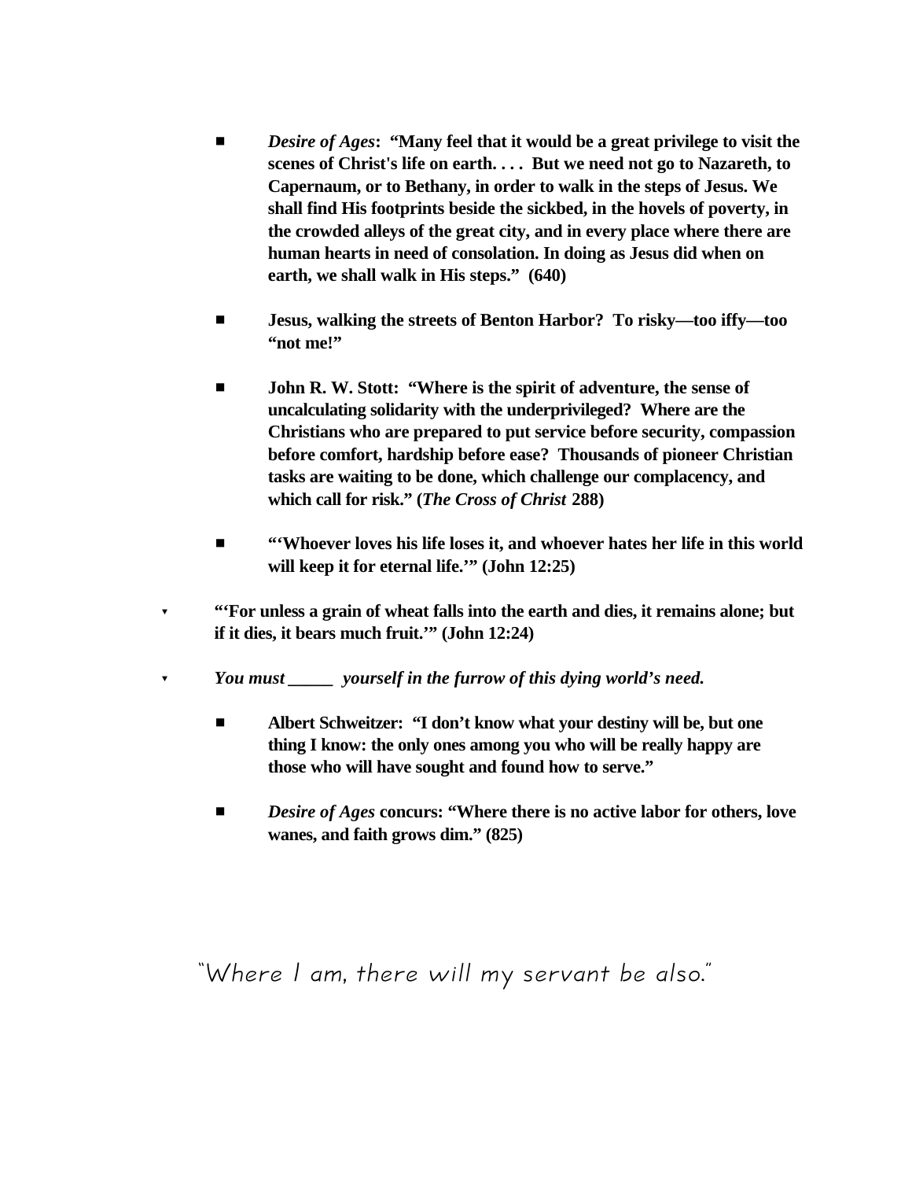- ***Desire of Ages*: "Many feel that it would be a great privilege to visit the scenes of Christ's life on earth. . . . But we need not go to Nazareth, to Capernaum, or to Bethany, in order to walk in the steps of Jesus. We shall find His footprints beside the sickbed, in the hovels of poverty, in the crowded alleys of the great city, and in every place where there are human hearts in need of consolation. In doing as Jesus did when on earth, we shall walk in His steps." (640)**

- **Jesus, walking the streets of Benton Harbor? To risky—too iffy—too "not me!"**

- **John R. W. Stott: "Where is the spirit of adventure, the sense of uncalculating solidarity with the underprivileged? Where are the Christians who are prepared to put service before security, compassion before comfort, hardship before ease? Thousands of pioneer Christian tasks are waiting to be done, which challenge our complacency, and which call for risk." (*The Cross of Christ* 288)**

- **"'Whoever loves his life loses it, and whoever hates her life in this world will keep it for eternal life.'" (John 12:25)**

- **"'For unless a grain of wheat falls into the earth and dies, it remains alone; but if it dies, it bears much fruit.'" (John 12:24)**

- ***You must _____ yourself in the furrow of this dying world's need.***

  - **Albert Schweitzer: "I don't know what your destiny will be, but one thing I know: the only ones among you who will be really happy are those who will have sought and found how to serve."**

  - ***Desire of Ages* concurs: "Where there is no active labor for others, love wanes, and faith grows dim." (825)**

"Where I am, there will my servant be also."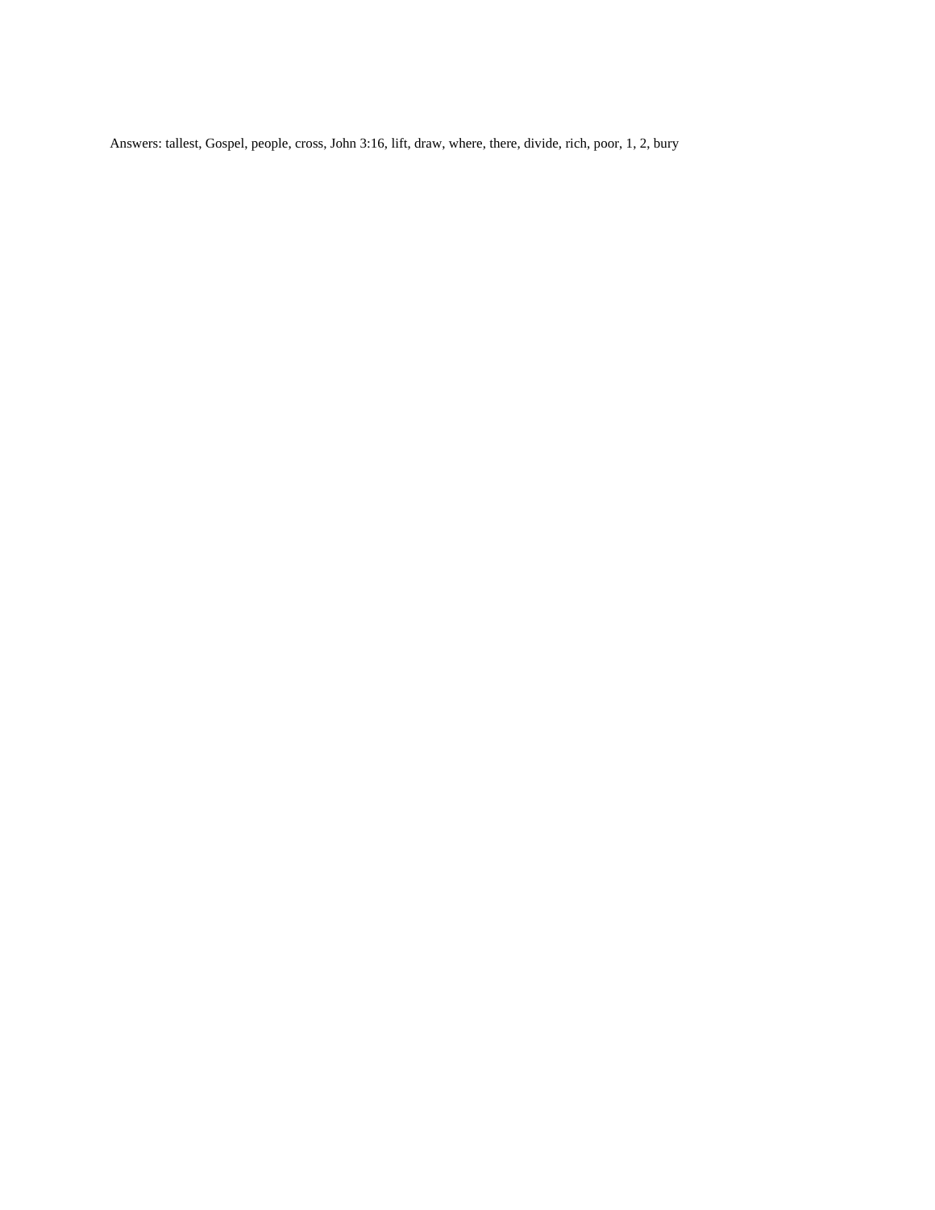Answers: tallest, Gospel, people, cross, John 3:16, lift, draw, where, there, divide, rich, poor, 1, 2, bury